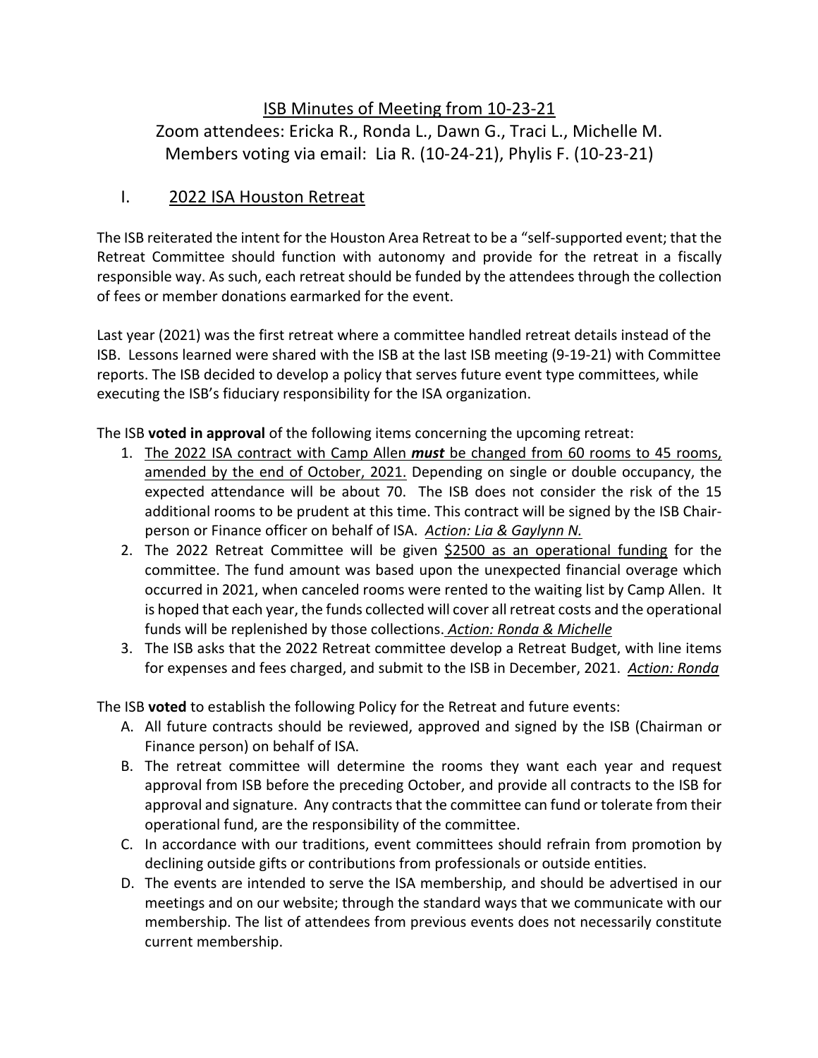# ISB Minutes of Meeting from 10-23-21

Zoom attendees: Ericka R., Ronda L., Dawn G., Traci L., Michelle M.
Members voting via email: Lia R. (10-24-21), Phylis F. (10-23-21)

## I. 2022 ISA Houston Retreat

The ISB reiterated the intent for the Houston Area Retreat to be a "self-supported event; that the Retreat Committee should function with autonomy and provide for the retreat in a fiscally responsible way. As such, each retreat should be funded by the attendees through the collection of fees or member donations earmarked for the event.

Last year (2021) was the first retreat where a committee handled retreat details instead of the ISB. Lessons learned were shared with the ISB at the last ISB meeting (9-19-21) with Committee reports. The ISB decided to develop a policy that serves future event type committees, while executing the ISB's fiduciary responsibility for the ISA organization.

The ISB **voted in approval** of the following items concerning the upcoming retreat:

1. <u>The 2022 ISA contract with Camp Allen ***must*** be changed from 60 rooms to 45 rooms, amended by the end of October, 2021.</u> Depending on single or double occupancy, the expected attendance will be about 70. The ISB does not consider the risk of the 15 additional rooms to be prudent at this time. This contract will be signed by the ISB Chair-person or Finance officer on behalf of ISA. <u>*Action: Lia & Gaylynn N.*</u>
2. The 2022 Retreat Committee will be given <u>$2500 as an operational funding</u> for the committee. The fund amount was based upon the unexpected financial overage which occurred in 2021, when canceled rooms were rented to the waiting list by Camp Allen. It is hoped that each year, the funds collected will cover all retreat costs and the operational funds will be replenished by those collections. <u>*Action: Ronda & Michelle*</u>
3. The ISB asks that the 2022 Retreat committee develop a Retreat Budget, with line items for expenses and fees charged, and submit to the ISB in December, 2021. <u>*Action: Ronda*</u>

The ISB **voted** to establish the following Policy for the Retreat and future events:

A. All future contracts should be reviewed, approved and signed by the ISB (Chairman or Finance person) on behalf of ISA.
B. The retreat committee will determine the rooms they want each year and request approval from ISB before the preceding October, and provide all contracts to the ISB for approval and signature. Any contracts that the committee can fund or tolerate from their operational fund, are the responsibility of the committee.
C. In accordance with our traditions, event committees should refrain from promotion by declining outside gifts or contributions from professionals or outside entities.
D. The events are intended to serve the ISA membership, and should be advertised in our meetings and on our website; through the standard ways that we communicate with our membership. The list of attendees from previous events does not necessarily constitute current membership.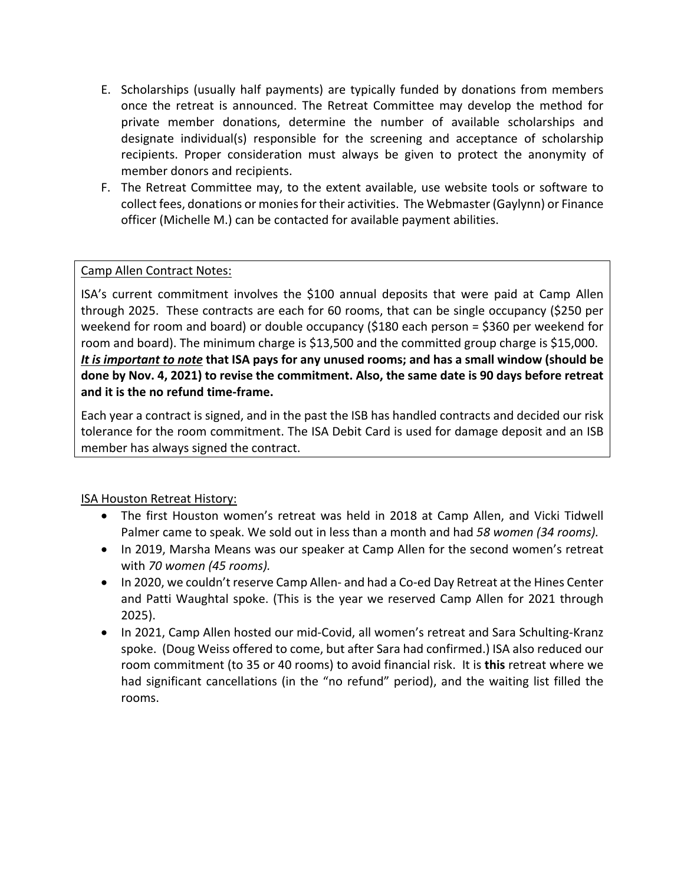E. Scholarships (usually half payments) are typically funded by donations from members once the retreat is announced. The Retreat Committee may develop the method for private member donations, determine the number of available scholarships and designate individual(s) responsible for the screening and acceptance of scholarship recipients. Proper consideration must always be given to protect the anonymity of member donors and recipients.

F. The Retreat Committee may, to the extent available, use website tools or software to collect fees, donations or monies for their activities. The Webmaster (Gaylynn) or Finance officer (Michelle M.) can be contacted for available payment abilities.

Camp Allen Contract Notes:

ISA's current commitment involves the $100 annual deposits that were paid at Camp Allen through 2025. These contracts are each for 60 rooms, that can be single occupancy ($250 per weekend for room and board) or double occupancy ($180 each person = $360 per weekend for room and board). The minimum charge is $13,500 and the committed group charge is $15,000. ***It is important to note*** **that ISA pays for any unused rooms; and has a small window (should be done by Nov. 4, 2021) to revise the commitment. Also, the same date is 90 days before retreat and it is the no refund time-frame.**

Each year a contract is signed, and in the past the ISB has handled contracts and decided our risk tolerance for the room commitment. The ISA Debit Card is used for damage deposit and an ISB member has always signed the contract.

ISA Houston Retreat History:

- The first Houston women's retreat was held in 2018 at Camp Allen, and Vicki Tidwell Palmer came to speak. We sold out in less than a month and had *58 women (34 rooms).*
- In 2019, Marsha Means was our speaker at Camp Allen for the second women's retreat with *70 women (45 rooms).*
- In 2020, we couldn't reserve Camp Allen- and had a Co-ed Day Retreat at the Hines Center and Patti Waughtal spoke. (This is the year we reserved Camp Allen for 2021 through 2025).
- In 2021, Camp Allen hosted our mid-Covid, all women's retreat and Sara Schulting-Kranz spoke. (Doug Weiss offered to come, but after Sara had confirmed.) ISA also reduced our room commitment (to 35 or 40 rooms) to avoid financial risk. It is **this** retreat where we had significant cancellations (in the "no refund" period), and the waiting list filled the rooms.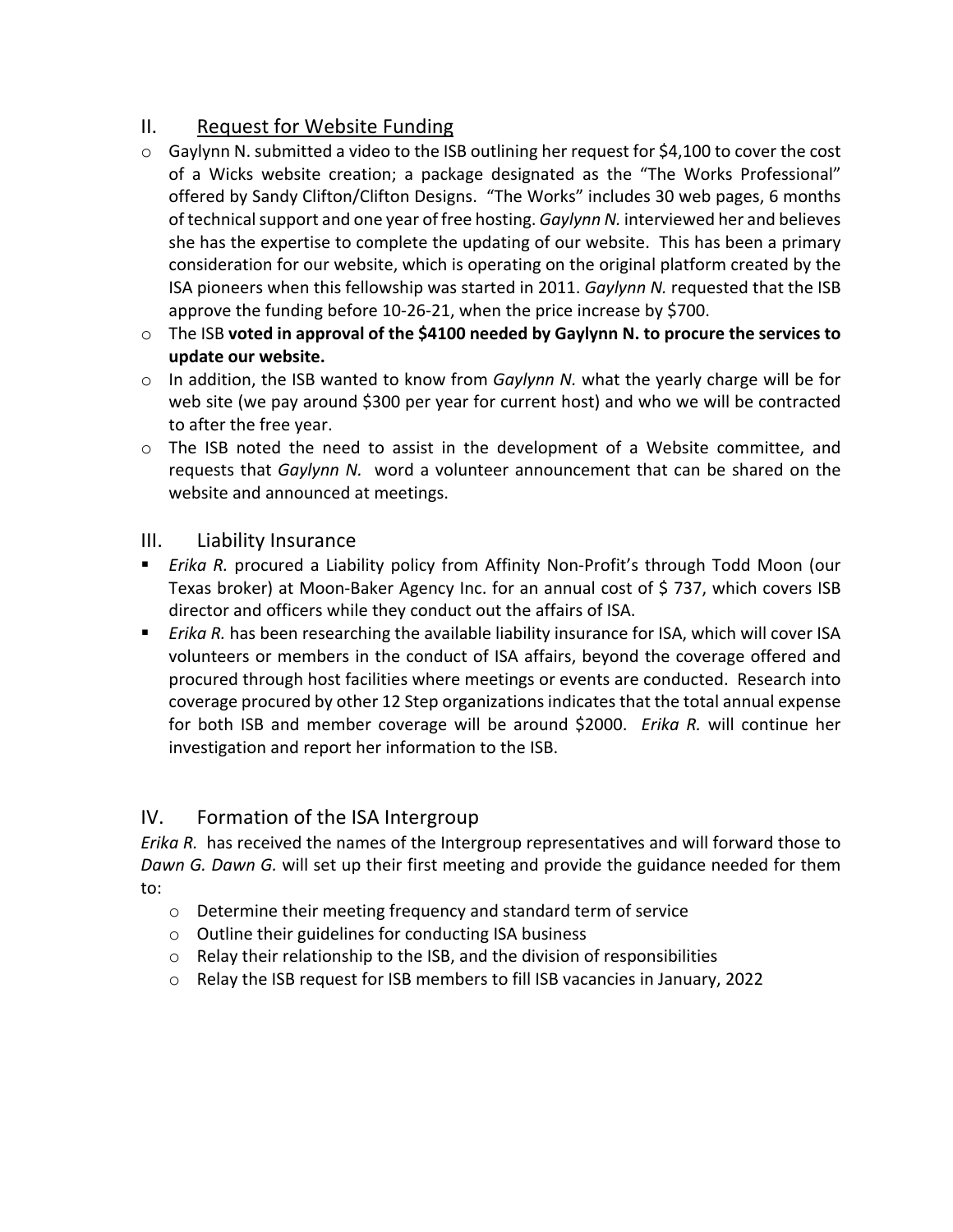## II. Request for Website Funding

- Gaylynn N. submitted a video to the ISB outlining her request for $4,100 to cover the cost of a Wicks website creation; a package designated as the "The Works Professional" offered by Sandy Clifton/Clifton Designs. "The Works" includes 30 web pages, 6 months of technical support and one year of free hosting. *Gaylynn N.* interviewed her and believes she has the expertise to complete the updating of our website. This has been a primary consideration for our website, which is operating on the original platform created by the ISA pioneers when this fellowship was started in 2011. *Gaylynn N.* requested that the ISB approve the funding before 10-26-21, when the price increase by $700.
- The ISB **voted in approval of the $4100 needed by Gaylynn N. to procure the services to update our website.**
- In addition, the ISB wanted to know from *Gaylynn N.* what the yearly charge will be for web site (we pay around $300 per year for current host) and who we will be contracted to after the free year.
- The ISB noted the need to assist in the development of a Website committee, and requests that *Gaylynn N.* word a volunteer announcement that can be shared on the website and announced at meetings.

## III. Liability Insurance

- *Erika R.* procured a Liability policy from Affinity Non-Profit's through Todd Moon (our Texas broker) at Moon-Baker Agency Inc. for an annual cost of $ 737, which covers ISB director and officers while they conduct out the affairs of ISA.
- *Erika R.* has been researching the available liability insurance for ISA, which will cover ISA volunteers or members in the conduct of ISA affairs, beyond the coverage offered and procured through host facilities where meetings or events are conducted. Research into coverage procured by other 12 Step organizations indicates that the total annual expense for both ISB and member coverage will be around $2000. *Erika R.* will continue her investigation and report her information to the ISB.

## IV. Formation of the ISA Intergroup

*Erika R.* has received the names of the Intergroup representatives and will forward those to *Dawn G. Dawn G.* will set up their first meeting and provide the guidance needed for them to:

- Determine their meeting frequency and standard term of service
- Outline their guidelines for conducting ISA business
- Relay their relationship to the ISB, and the division of responsibilities
- Relay the ISB request for ISB members to fill ISB vacancies in January, 2022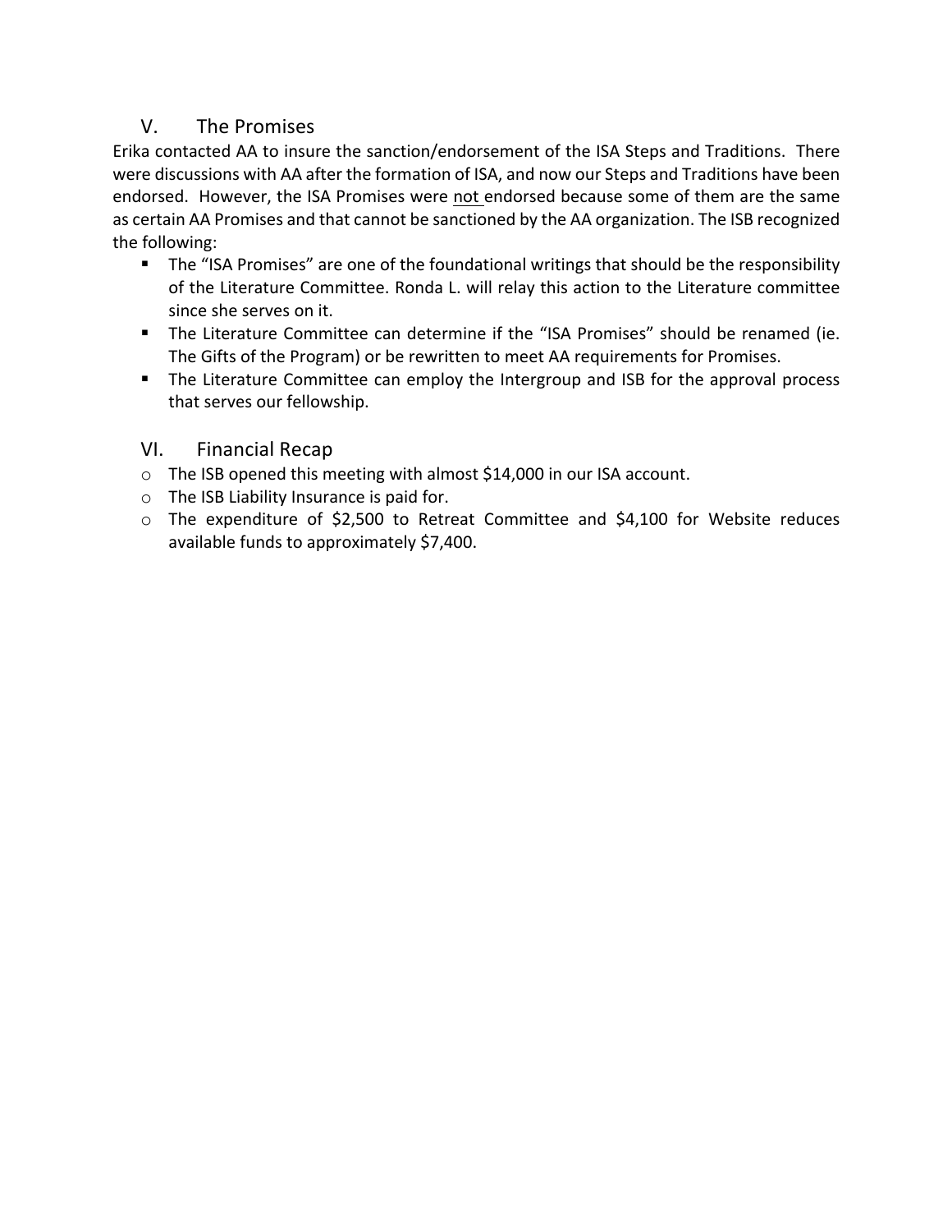## V. The Promises

Erika contacted AA to insure the sanction/endorsement of the ISA Steps and Traditions. There were discussions with AA after the formation of ISA, and now our Steps and Traditions have been endorsed. However, the ISA Promises were <u>not</u> endorsed because some of them are the same as certain AA Promises and that cannot be sanctioned by the AA organization. The ISB recognized the following:

- The "ISA Promises" are one of the foundational writings that should be the responsibility of the Literature Committee. Ronda L. will relay this action to the Literature committee since she serves on it.
- The Literature Committee can determine if the "ISA Promises" should be renamed (ie. The Gifts of the Program) or be rewritten to meet AA requirements for Promises.
- The Literature Committee can employ the Intergroup and ISB for the approval process that serves our fellowship.

## VI. Financial Recap

- The ISB opened this meeting with almost $14,000 in our ISA account.
- The ISB Liability Insurance is paid for.
- The expenditure of $2,500 to Retreat Committee and $4,100 for Website reduces available funds to approximately $7,400.